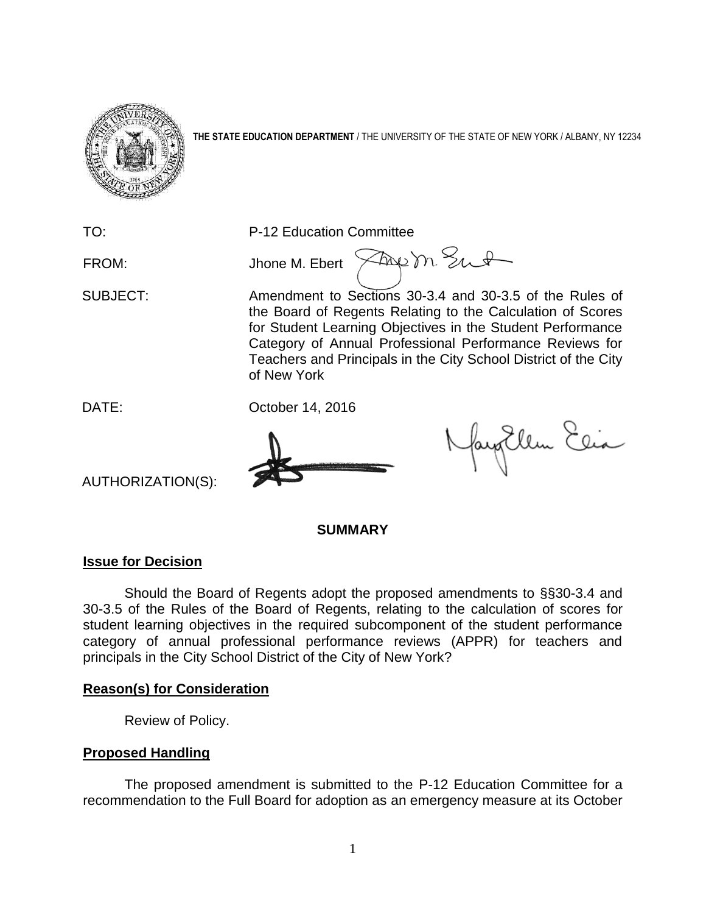**THE STATE EDUCATION DEPARTMENT** / THE UNIVERSITY OF THE STATE OF NEW YORK / ALBANY, NY 12234

TO: P-12 Education Committee

FROM: Jhone M. Ebert

SUBJECT: Amendment to Sections 30-3.4 and 30-3.5 of the Rules of the Board of Regents Relating to the Calculation of Scores for Student Learning Objectives in the Student Performance Category of Annual Professional Performance Reviews for Teachers and Principals in the City School District of the City of New York

DATE: October 14, 2016

AUTHORIZATION(S):

## SUMMARY

### Issue for Decision

Should the Board of Regents adopt the proposed amendments to §§30-3.4 and 30-3.5 of the Rules of the Board of Regents, relating to the calculation of scores for student learning objectives in the required subcomponent of the student performance category of annual professional performance reviews (APPR) for teachers and principals in the City School District of the City of New York?

### Reason(s) for Consideration

Review of Policy.

### Proposed Handling

The proposed amendment is submitted to the P-12 Education Committee for a recommendation to the Full Board for adoption as an emergency measure at its October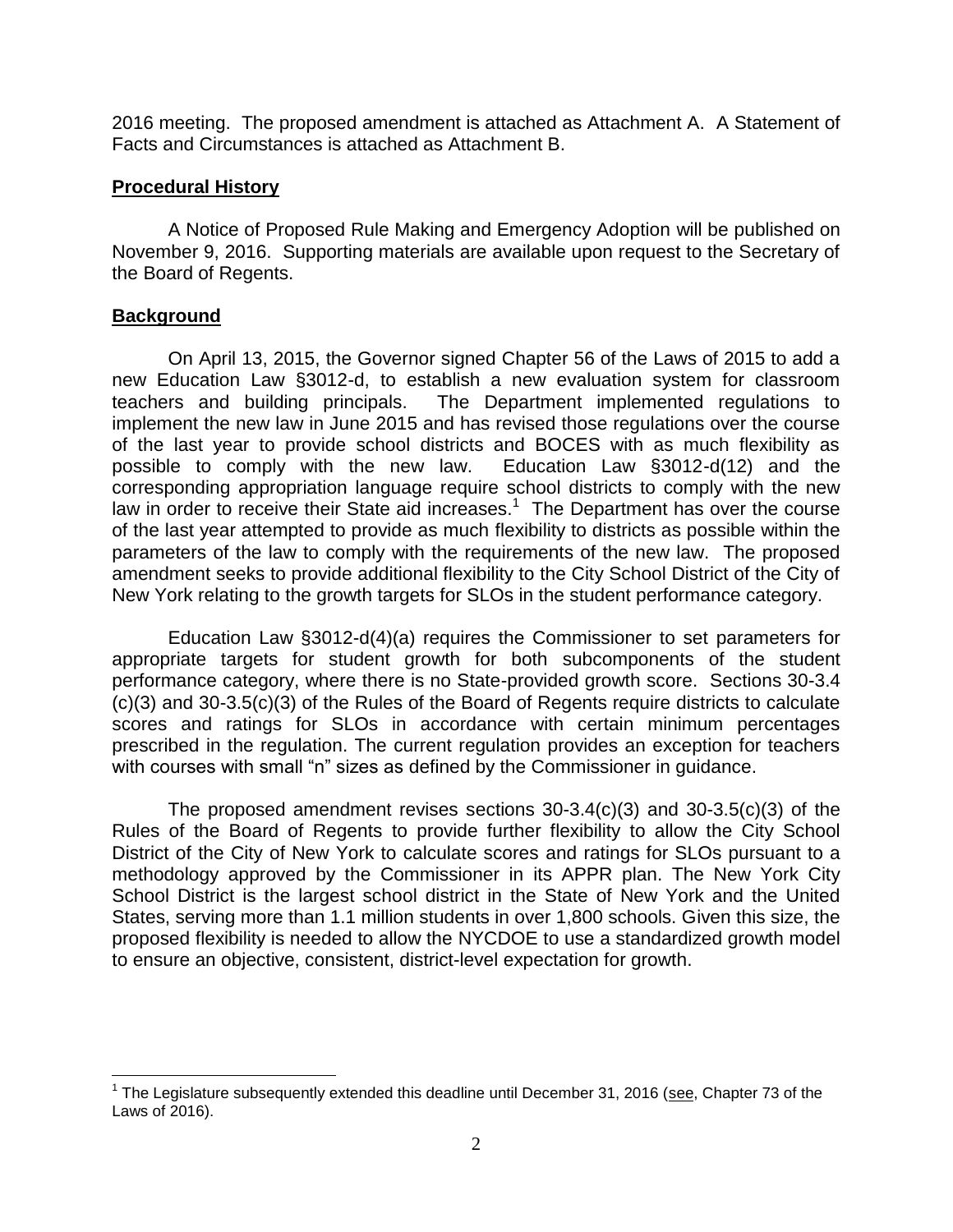2016 meeting. The proposed amendment is attached as Attachment A. A Statement of Facts and Circumstances is attached as Attachment B.

## Procedural History

A Notice of Proposed Rule Making and Emergency Adoption will be published on November 9, 2016. Supporting materials are available upon request to the Secretary of the Board of Regents.

## Background

On April 13, 2015, the Governor signed Chapter 56 of the Laws of 2015 to add a new Education Law §3012-d, to establish a new evaluation system for classroom teachers and building principals. The Department implemented regulations to implement the new law in June 2015 and has revised those regulations over the course of the last year to provide school districts and BOCES with as much flexibility as possible to comply with the new law. Education Law §3012-d(12) and the corresponding appropriation language require school districts to comply with the new law in order to receive their State aid increases.[1] The Department has over the course of the last year attempted to provide as much flexibility to districts as possible within the parameters of the law to comply with the requirements of the new law. The proposed amendment seeks to provide additional flexibility to the City School District of the City of New York relating to the growth targets for SLOs in the student performance category.

Education Law §3012-d(4)(a) requires the Commissioner to set parameters for appropriate targets for student growth for both subcomponents of the student performance category, where there is no State-provided growth score. Sections 30-3.4 (c)(3) and 30-3.5(c)(3) of the Rules of the Board of Regents require districts to calculate scores and ratings for SLOs in accordance with certain minimum percentages prescribed in the regulation. The current regulation provides an exception for teachers with courses with small "n" sizes as defined by the Commissioner in guidance.

The proposed amendment revises sections 30-3.4(c)(3) and 30-3.5(c)(3) of the Rules of the Board of Regents to provide further flexibility to allow the City School District of the City of New York to calculate scores and ratings for SLOs pursuant to a methodology approved by the Commissioner in its APPR plan. The New York City School District is the largest school district in the State of New York and the United States, serving more than 1.1 million students in over 1,800 schools. Given this size, the proposed flexibility is needed to allow the NYCDOE to use a standardized growth model to ensure an objective, consistent, district-level expectation for growth.

[1] The Legislature subsequently extended this deadline until December 31, 2016 (see, Chapter 73 of the Laws of 2016).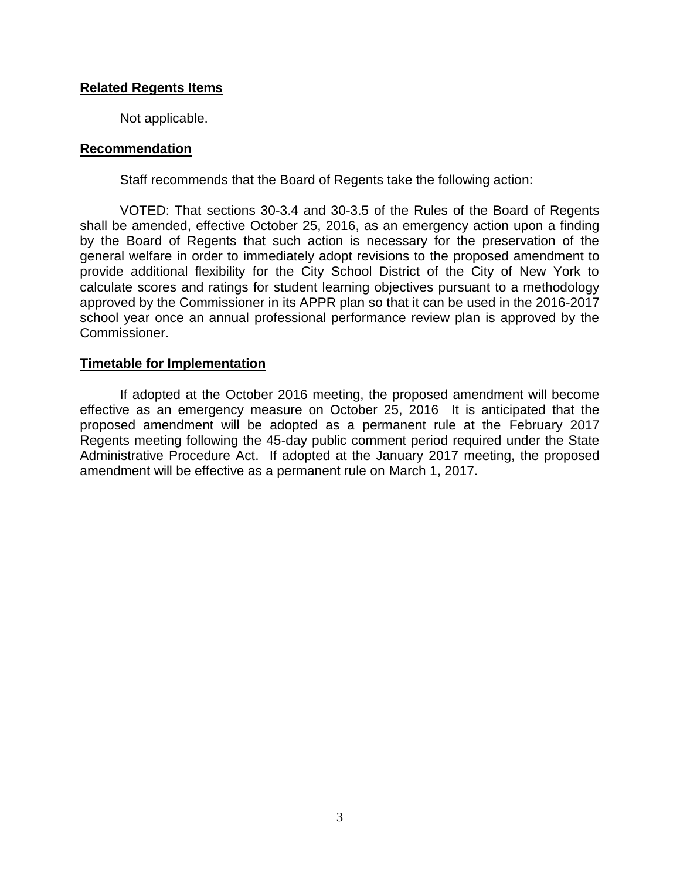**Related Regents Items**

Not applicable.

**Recommendation**

Staff recommends that the Board of Regents take the following action:

VOTED: That sections 30-3.4 and 30-3.5 of the Rules of the Board of Regents shall be amended, effective October 25, 2016, as an emergency action upon a finding by the Board of Regents that such action is necessary for the preservation of the general welfare in order to immediately adopt revisions to the proposed amendment to provide additional flexibility for the City School District of the City of New York to calculate scores and ratings for student learning objectives pursuant to a methodology approved by the Commissioner in its APPR plan so that it can be used in the 2016-2017 school year once an annual professional performance review plan is approved by the Commissioner.

**Timetable for Implementation**

If adopted at the October 2016 meeting, the proposed amendment will become effective as an emergency measure on October 25, 2016 It is anticipated that the proposed amendment will be adopted as a permanent rule at the February 2017 Regents meeting following the 45-day public comment period required under the State Administrative Procedure Act. If adopted at the January 2017 meeting, the proposed amendment will be effective as a permanent rule on March 1, 2017.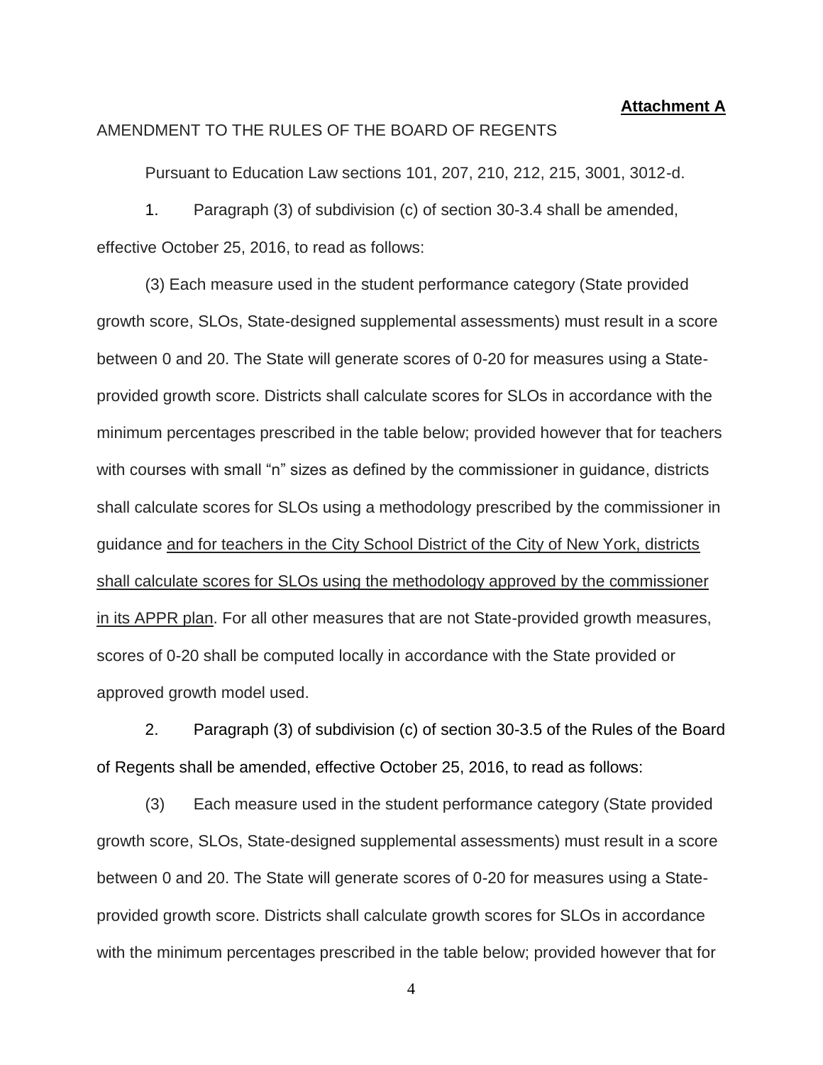**Attachment A**

AMENDMENT TO THE RULES OF THE BOARD OF REGENTS

Pursuant to Education Law sections 101, 207, 210, 212, 215, 3001, 3012-d.

1. Paragraph (3) of subdivision (c) of section 30-3.4 shall be amended, effective October 25, 2016, to read as follows:

(3) Each measure used in the student performance category (State provided growth score, SLOs, State-designed supplemental assessments) must result in a score between 0 and 20. The State will generate scores of 0-20 for measures using a State-provided growth score. Districts shall calculate scores for SLOs in accordance with the minimum percentages prescribed in the table below; provided however that for teachers with courses with small "n" sizes as defined by the commissioner in guidance, districts shall calculate scores for SLOs using a methodology prescribed by the commissioner in guidance <u>and for teachers in the City School District of the City of New York, districts shall calculate scores for SLOs using the methodology approved by the commissioner in its APPR plan</u>. For all other measures that are not State-provided growth measures, scores of 0-20 shall be computed locally in accordance with the State provided or approved growth model used.

2. Paragraph (3) of subdivision (c) of section 30-3.5 of the Rules of the Board of Regents shall be amended, effective October 25, 2016, to read as follows:

(3) Each measure used in the student performance category (State provided growth score, SLOs, State-designed supplemental assessments) must result in a score between 0 and 20. The State will generate scores of 0-20 for measures using a State-provided growth score. Districts shall calculate growth scores for SLOs in accordance with the minimum percentages prescribed in the table below; provided however that for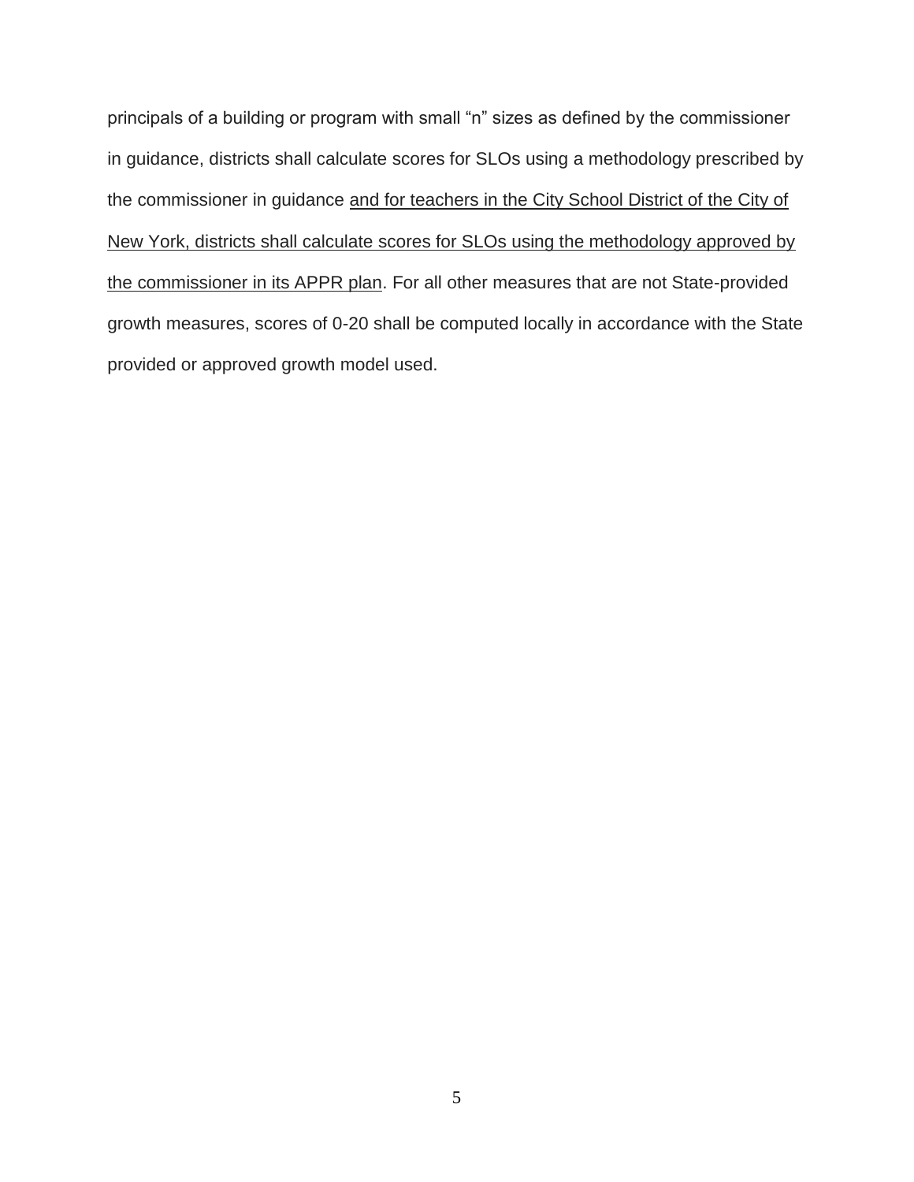principals of a building or program with small “n” sizes as defined by the commissioner in guidance, districts shall calculate scores for SLOs using a methodology prescribed by the commissioner in guidance <u>and for teachers in the City School District of the City of New York, districts shall calculate scores for SLOs using the methodology approved by the commissioner in its APPR plan</u>. For all other measures that are not State-provided growth measures, scores of 0-20 shall be computed locally in accordance with the State provided or approved growth model used.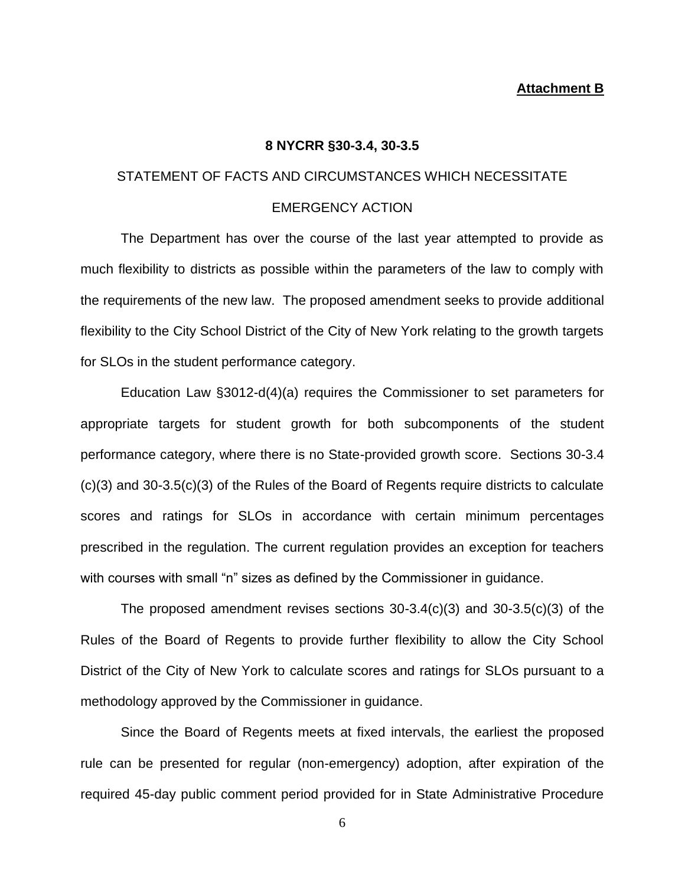**Attachment B**

**8 NYCRR §30-3.4, 30-3.5**

STATEMENT OF FACTS AND CIRCUMSTANCES WHICH NECESSITATE EMERGENCY ACTION

The Department has over the course of the last year attempted to provide as much flexibility to districts as possible within the parameters of the law to comply with the requirements of the new law. The proposed amendment seeks to provide additional flexibility to the City School District of the City of New York relating to the growth targets for SLOs in the student performance category.

Education Law §3012-d(4)(a) requires the Commissioner to set parameters for appropriate targets for student growth for both subcomponents of the student performance category, where there is no State-provided growth score. Sections 30-3.4 (c)(3) and 30-3.5(c)(3) of the Rules of the Board of Regents require districts to calculate scores and ratings for SLOs in accordance with certain minimum percentages prescribed in the regulation. The current regulation provides an exception for teachers with courses with small "n" sizes as defined by the Commissioner in guidance.

The proposed amendment revises sections 30-3.4(c)(3) and 30-3.5(c)(3) of the Rules of the Board of Regents to provide further flexibility to allow the City School District of the City of New York to calculate scores and ratings for SLOs pursuant to a methodology approved by the Commissioner in guidance.

Since the Board of Regents meets at fixed intervals, the earliest the proposed rule can be presented for regular (non-emergency) adoption, after expiration of the required 45-day public comment period provided for in State Administrative Procedure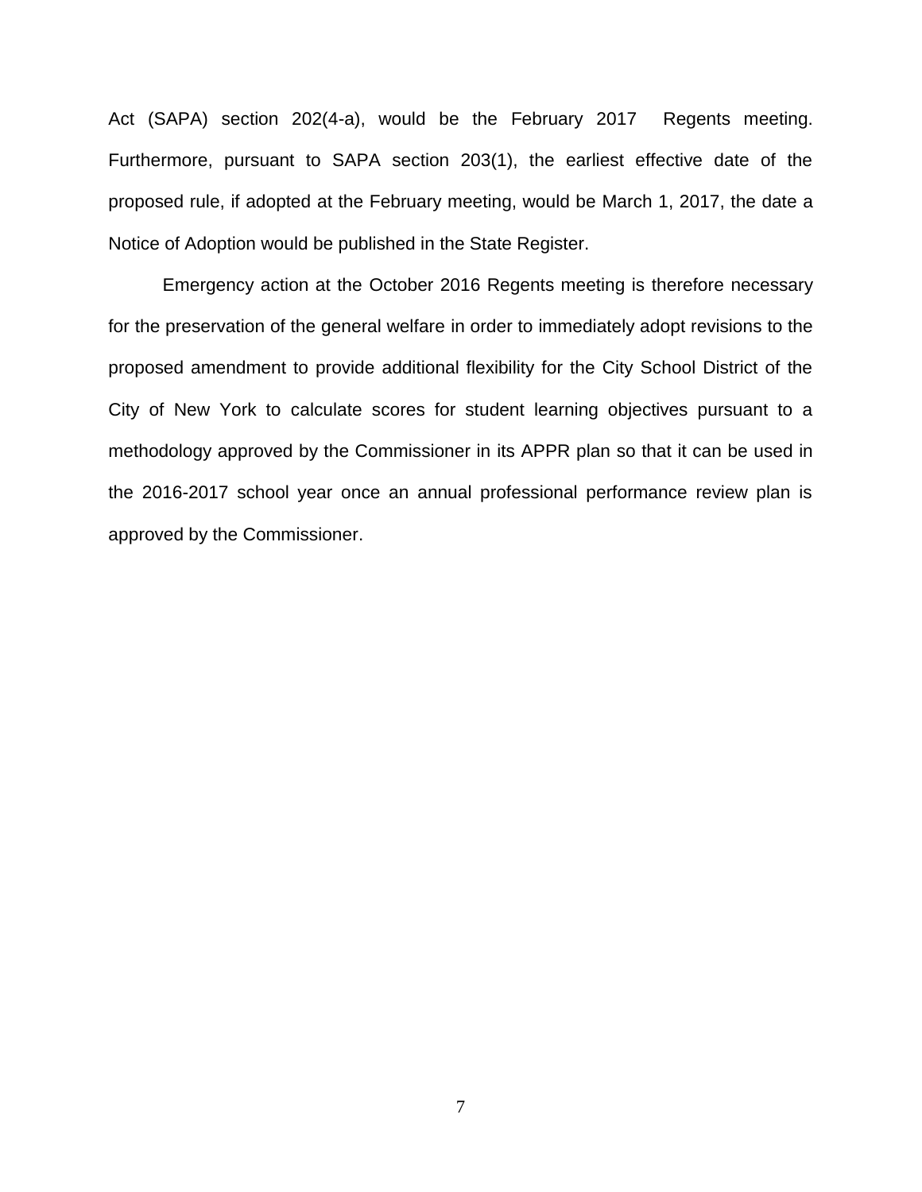Act (SAPA) section 202(4-a), would be the February 2017 Regents meeting. Furthermore, pursuant to SAPA section 203(1), the earliest effective date of the proposed rule, if adopted at the February meeting, would be March 1, 2017, the date a Notice of Adoption would be published in the State Register.

Emergency action at the October 2016 Regents meeting is therefore necessary for the preservation of the general welfare in order to immediately adopt revisions to the proposed amendment to provide additional flexibility for the City School District of the City of New York to calculate scores for student learning objectives pursuant to a methodology approved by the Commissioner in its APPR plan so that it can be used in the 2016-2017 school year once an annual professional performance review plan is approved by the Commissioner.